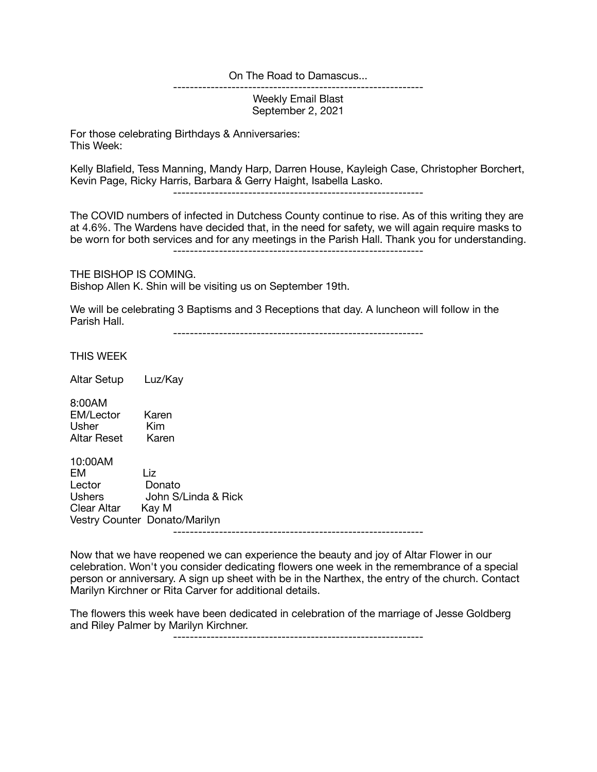On The Road to Damascus...

---

Weekly Email Blast
September 2, 2021

For those celebrating Birthdays & Anniversaries:
This Week:

Kelly Blafield, Tess Manning, Mandy Harp, Darren House, Kayleigh Case, Christopher Borchert, Kevin Page, Ricky Harris, Barbara & Gerry Haight, Isabella Lasko.

---

The COVID numbers of infected in Dutchess County continue to rise. As of this writing they are at 4.6%. The Wardens have decided that, in the need for safety, we will again require masks to be worn for both services and for any meetings in the Parish Hall. Thank you for understanding.

---

THE BISHOP IS COMING.
Bishop Allen K. Shin will be visiting us on September 19th.

We will be celebrating 3 Baptisms and 3 Receptions that day. A luncheon will follow in the Parish Hall.

---

THIS WEEK

Altar Setup Luz/Kay

8:00AM
EM/Lector Karen
Usher Kim
Altar Reset Karen

10:00AM
EM Liz
Lector Donato
Ushers John S/Linda & Rick
Clear Altar Kay M
Vestry Counter Donato/Marilyn

---

Now that we have reopened we can experience the beauty and joy of Altar Flower in our celebration. Won't you consider dedicating flowers one week in the remembrance of a special person or anniversary. A sign up sheet with be in the Narthex, the entry of the church. Contact Marilyn Kirchner or Rita Carver for additional details.

The flowers this week have been dedicated in celebration of the marriage of Jesse Goldberg and Riley Palmer by Marilyn Kirchner.

---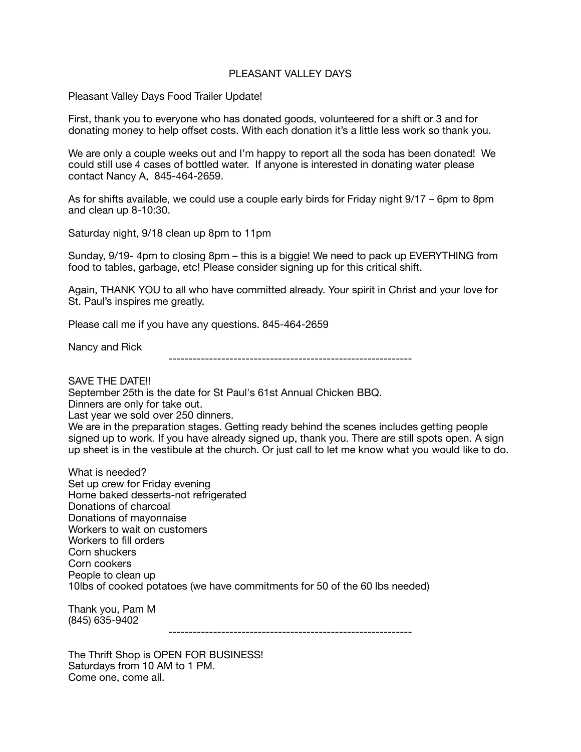# PLEASANT VALLEY DAYS

Pleasant Valley Days Food Trailer Update!

First, thank you to everyone who has donated goods, volunteered for a shift or 3 and for donating money to help offset costs. With each donation it's a little less work so thank you.

We are only a couple weeks out and I'm happy to report all the soda has been donated! We could still use 4 cases of bottled water. If anyone is interested in donating water please contact Nancy A, 845-464-2659.

As for shifts available, we could use a couple early birds for Friday night 9/17 – 6pm to 8pm and clean up 8-10:30.

Saturday night, 9/18 clean up 8pm to 11pm

Sunday, 9/19- 4pm to closing 8pm – this is a biggie! We need to pack up EVERYTHING from food to tables, garbage, etc! Please consider signing up for this critical shift.

Again, THANK YOU to all who have committed already. Your spirit in Christ and your love for St. Paul's inspires me greatly.

Please call me if you have any questions. 845-464-2659

Nancy and Rick

---

SAVE THE DATE!!
September 25th is the date for St Paul's 61st Annual Chicken BBQ.
Dinners are only for take out.
Last year we sold over 250 dinners.
We are in the preparation stages. Getting ready behind the scenes includes getting people signed up to work. If you have already signed up, thank you. There are still spots open. A sign up sheet is in the vestibule at the church. Or just call to let me know what you would like to do.

What is needed?
Set up crew for Friday evening
Home baked desserts-not refrigerated
Donations of charcoal
Donations of mayonnaise
Workers to wait on customers
Workers to fill orders
Corn shuckers
Corn cookers
People to clean up
10lbs of cooked potatoes (we have commitments for 50 of the 60 lbs needed)

Thank you, Pam M
(845) 635-9402

---

The Thrift Shop is OPEN FOR BUSINESS!
Saturdays from 10 AM to 1 PM.
Come one, come all.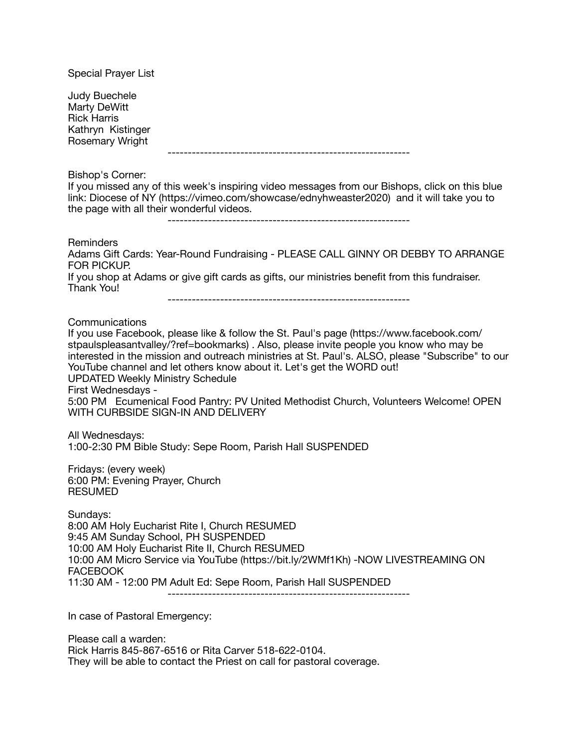Special Prayer List

Judy Buechele
Marty DeWitt
Rick Harris
Kathryn Kistinger
Rosemary Wright

---

Bishop's Corner:
If you missed any of this week's inspiring video messages from our Bishops, click on this blue link: Diocese of NY (https://vimeo.com/showcase/ednyhweaster2020) and it will take you to the page with all their wonderful videos.

---

Reminders
Adams Gift Cards: Year-Round Fundraising - PLEASE CALL GINNY OR DEBBY TO ARRANGE FOR PICKUP.
If you shop at Adams or give gift cards as gifts, our ministries benefit from this fundraiser. Thank You!

---

Communications
If you use Facebook, please like & follow the St. Paul's page (https://www.facebook.com/stpaulspleasantvalley/?ref=bookmarks) . Also, please invite people you know who may be interested in the mission and outreach ministries at St. Paul's. ALSO, please "Subscribe" to our YouTube channel and let others know about it. Let's get the WORD out!
UPDATED Weekly Ministry Schedule
First Wednesdays -
5:00 PM Ecumenical Food Pantry: PV United Methodist Church, Volunteers Welcome! OPEN WITH CURBSIDE SIGN-IN AND DELIVERY

All Wednesdays:
1:00-2:30 PM Bible Study: Sepe Room, Parish Hall SUSPENDED

Fridays: (every week)
6:00 PM: Evening Prayer, Church
RESUMED

Sundays:
8:00 AM Holy Eucharist Rite I, Church RESUMED
9:45 AM Sunday School, PH SUSPENDED
10:00 AM Holy Eucharist Rite II, Church RESUMED
10:00 AM Micro Service via YouTube (https://bit.ly/2WMf1Kh) -NOW LIVESTREAMING ON FACEBOOK
11:30 AM - 12:00 PM Adult Ed: Sepe Room, Parish Hall SUSPENDED

---

In case of Pastoral Emergency:

Please call a warden:
Rick Harris 845-867-6516 or Rita Carver 518-622-0104.
They will be able to contact the Priest on call for pastoral coverage.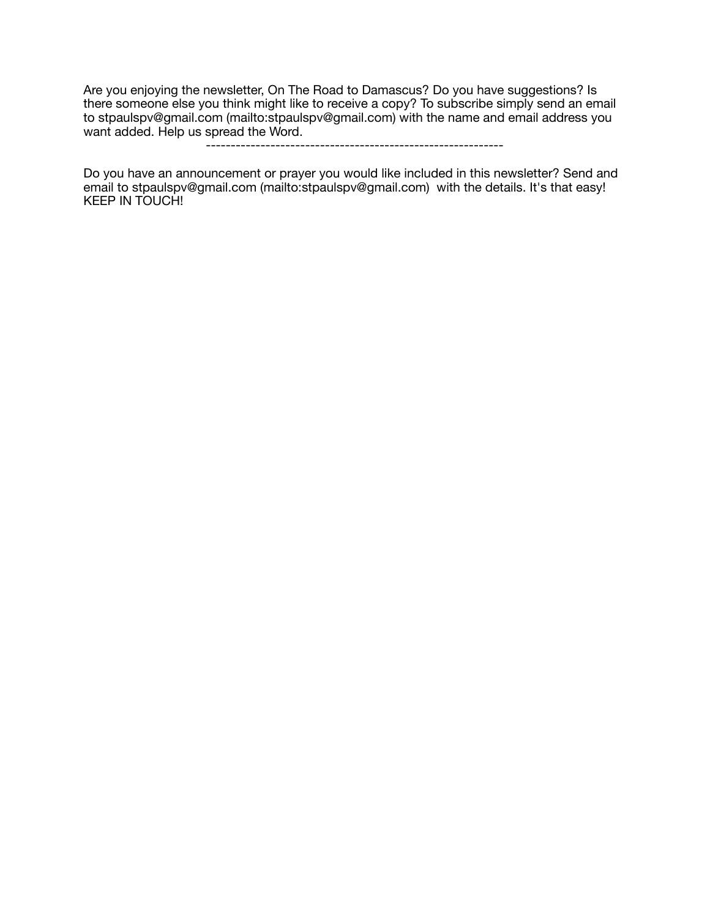Are you enjoying the newsletter, On The Road to Damascus? Do you have suggestions? Is there someone else you think might like to receive a copy? To subscribe simply send an email to stpaulspv@gmail.com (mailto:stpaulspv@gmail.com) with the name and email address you want added. Help us spread the Word.

-------------------------------------------------------------

Do you have an announcement or prayer you would like included in this newsletter? Send and email to stpaulspv@gmail.com (mailto:stpaulspv@gmail.com) with the details. It's that easy! KEEP IN TOUCH!